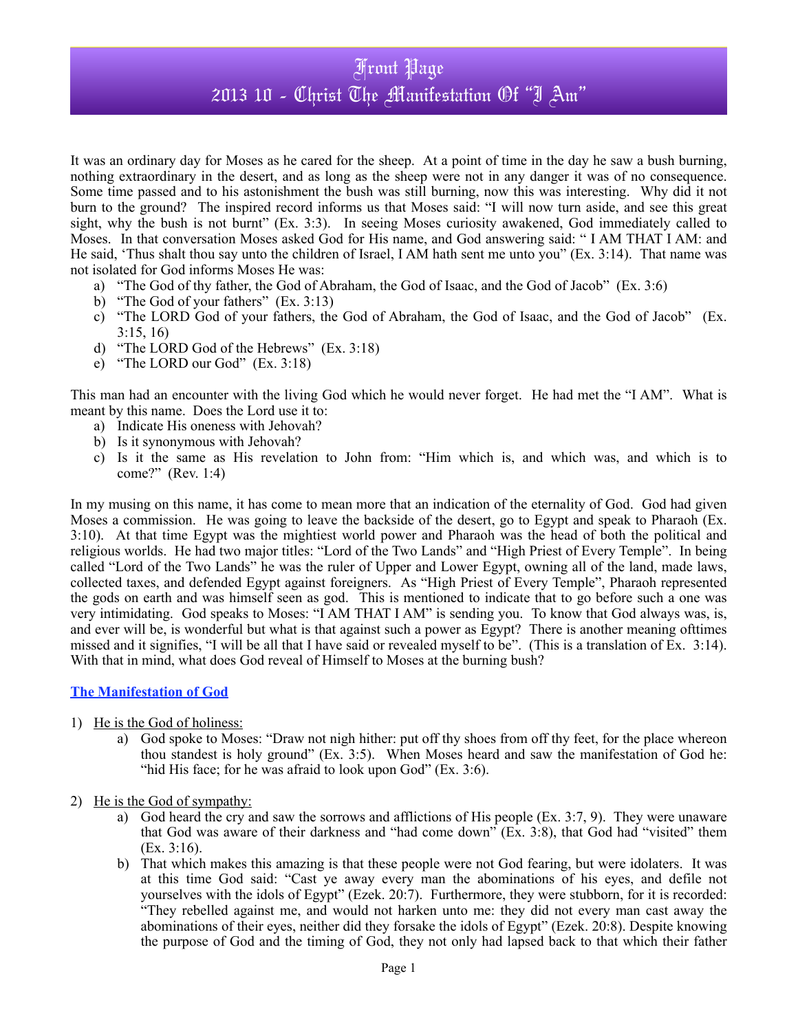# Front Page
## 2013 10 - Christ The Manifestation Of "I Am"

It was an ordinary day for Moses as he cared for the sheep. At a point of time in the day he saw a bush burning, nothing extraordinary in the desert, and as long as the sheep were not in any danger it was of no consequence. Some time passed and to his astonishment the bush was still burning, now this was interesting. Why did it not burn to the ground? The inspired record informs us that Moses said: "I will now turn aside, and see this great sight, why the bush is not burnt" (Ex. 3:3). In seeing Moses curiosity awakened, God immediately called to Moses. In that conversation Moses asked God for His name, and God answering said: " I AM THAT I AM: and He said, 'Thus shalt thou say unto the children of Israel, I AM hath sent me unto you" (Ex. 3:14). That name was not isolated for God informs Moses He was:

a) "The God of thy father, the God of Abraham, the God of Isaac, and the God of Jacob" (Ex. 3:6)
b) "The God of your fathers" (Ex. 3:13)
c) "The LORD God of your fathers, the God of Abraham, the God of Isaac, and the God of Jacob" (Ex. 3:15, 16)
d) "The LORD God of the Hebrews" (Ex. 3:18)
e) "The LORD our God" (Ex. 3:18)

This man had an encounter with the living God which he would never forget. He had met the "I AM". What is meant by this name. Does the Lord use it to:

a) Indicate His oneness with Jehovah?
b) Is it synonymous with Jehovah?
c) Is it the same as His revelation to John from: "Him which is, and which was, and which is to come?" (Rev. 1:4)

In my musing on this name, it has come to mean more that an indication of the eternality of God. God had given Moses a commission. He was going to leave the backside of the desert, go to Egypt and speak to Pharaoh (Ex. 3:10). At that time Egypt was the mightiest world power and Pharaoh was the head of both the political and religious worlds. He had two major titles: "Lord of the Two Lands" and "High Priest of Every Temple". In being called "Lord of the Two Lands" he was the ruler of Upper and Lower Egypt, owning all of the land, made laws, collected taxes, and defended Egypt against foreigners. As "High Priest of Every Temple", Pharaoh represented the gods on earth and was himself seen as god. This is mentioned to indicate that to go before such a one was very intimidating. God speaks to Moses: "I AM THAT I AM" is sending you. To know that God always was, is, and ever will be, is wonderful but what is that against such a power as Egypt? There is another meaning ofttimes missed and it signifies, "I will be all that I have said or revealed myself to be". (This is a translation of Ex. 3:14). With that in mind, what does God reveal of Himself to Moses at the burning bush?

### The Manifestation of God

1) He is the God of holiness:
    a) God spoke to Moses: "Draw not nigh hither: put off thy shoes from off thy feet, for the place whereon thou standest is holy ground" (Ex. 3:5). When Moses heard and saw the manifestation of God he: "hid His face; for he was afraid to look upon God" (Ex. 3:6).

2) He is the God of sympathy:
    a) God heard the cry and saw the sorrows and afflictions of His people (Ex. 3:7, 9). They were unaware that God was aware of their darkness and "had come down" (Ex. 3:8), that God had "visited" them (Ex. 3:16).
    b) That which makes this amazing is that these people were not God fearing, but were idolaters. It was at this time God said: "Cast ye away every man the abominations of his eyes, and defile not yourselves with the idols of Egypt" (Ezek. 20:7). Furthermore, they were stubborn, for it is recorded: "They rebelled against me, and would not harken unto me: they did not every man cast away the abominations of their eyes, neither did they forsake the idols of Egypt" (Ezek. 20:8). Despite knowing the purpose of God and the timing of God, they not only had lapsed back to that which their father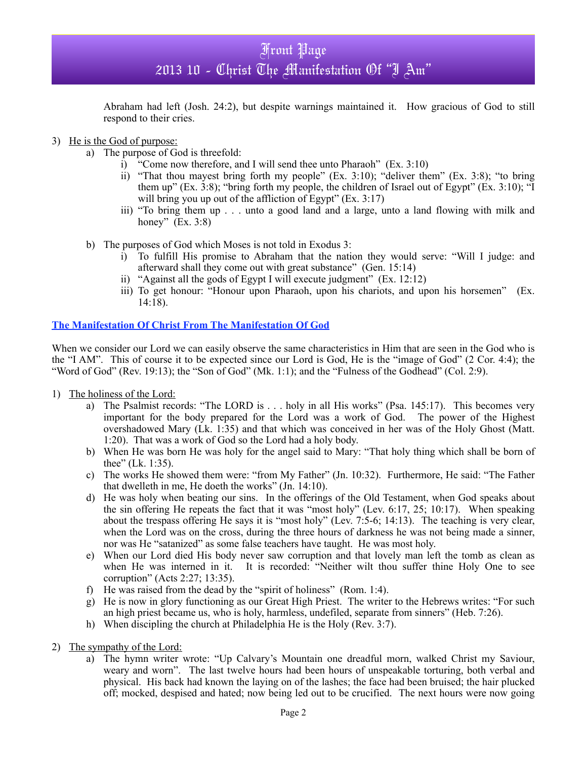Abraham had left (Josh. 24:2), but despite warnings maintained it. How gracious of God to still respond to their cries.

3) He is the God of purpose:
   a) The purpose of God is threefold:
      i) "Come now therefore, and I will send thee unto Pharaoh" (Ex. 3:10)
      ii) "That thou mayest bring forth my people" (Ex. 3:10); "deliver them" (Ex. 3:8); "to bring them up" (Ex. 3:8); "bring forth my people, the children of Israel out of Egypt" (Ex. 3:10); "I will bring you up out of the affliction of Egypt" (Ex. 3:17)
      iii) "To bring them up . . . unto a good land and a large, unto a land flowing with milk and honey" (Ex. 3:8)

   b) The purposes of God which Moses is not told in Exodus 3:
      i) To fulfill His promise to Abraham that the nation they would serve: "Will I judge: and afterward shall they come out with great substance" (Gen. 15:14)
      ii) "Against all the gods of Egypt I will execute judgment" (Ex. 12:12)
      iii) To get honour: "Honour upon Pharaoh, upon his chariots, and upon his horsemen" (Ex. 14:18).

**The Manifestation Of Christ From The Manifestation Of God**

When we consider our Lord we can easily observe the same characteristics in Him that are seen in the God who is the "I AM". This of course it to be expected since our Lord is God, He is the "image of God" (2 Cor. 4:4); the "Word of God" (Rev. 19:13); the "Son of God" (Mk. 1:1); and the "Fulness of the Godhead" (Col. 2:9).

1) The holiness of the Lord:
   a) The Psalmist records: "The LORD is . . . holy in all His works" (Psa. 145:17). This becomes very important for the body prepared for the Lord was a work of God. The power of the Highest overshadowed Mary (Lk. 1:35) and that which was conceived in her was of the Holy Ghost (Matt. 1:20). That was a work of God so the Lord had a holy body.
   b) When He was born He was holy for the angel said to Mary: "That holy thing which shall be born of thee" (Lk. 1:35).
   c) The works He showed them were: "from My Father" (Jn. 10:32). Furthermore, He said: "The Father that dwelleth in me, He doeth the works" (Jn. 14:10).
   d) He was holy when beating our sins. In the offerings of the Old Testament, when God speaks about the sin offering He repeats the fact that it was "most holy" (Lev. 6:17, 25; 10:17). When speaking about the trespass offering He says it is "most holy" (Lev. 7:5-6; 14:13). The teaching is very clear, when the Lord was on the cross, during the three hours of darkness he was not being made a sinner, nor was He "satanized" as some false teachers have taught. He was most holy.
   e) When our Lord died His body never saw corruption and that lovely man left the tomb as clean as when He was interned in it. It is recorded: "Neither wilt thou suffer thine Holy One to see corruption" (Acts 2:27; 13:35).
   f) He was raised from the dead by the "spirit of holiness" (Rom. 1:4).
   g) He is now in glory functioning as our Great High Priest. The writer to the Hebrews writes: "For such an high priest became us, who is holy, harmless, undefiled, separate from sinners" (Heb. 7:26).
   h) When discipling the church at Philadelphia He is the Holy (Rev. 3:7).

2) The sympathy of the Lord:
   a) The hymn writer wrote: "Up Calvary's Mountain one dreadful morn, walked Christ my Saviour, weary and worn". The last twelve hours had been hours of unspeakable torturing, both verbal and physical. His back had known the laying on of the lashes; the face had been bruised; the hair plucked off; mocked, despised and hated; now being led out to be crucified. The next hours were now going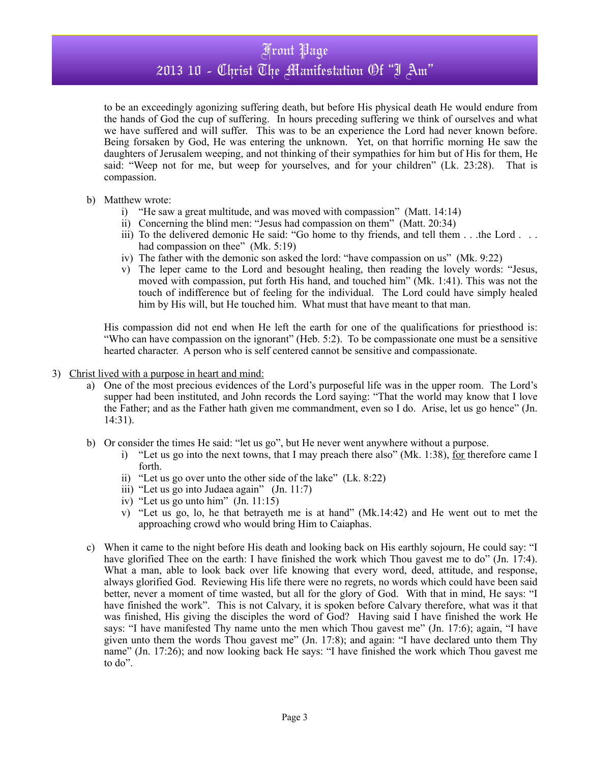to be an exceedingly agonizing suffering death, but before His physical death He would endure from the hands of God the cup of suffering. In hours preceding suffering we think of ourselves and what we have suffered and will suffer. This was to be an experience the Lord had never known before. Being forsaken by God, He was entering the unknown. Yet, on that horrific morning He saw the daughters of Jerusalem weeping, and not thinking of their sympathies for him but of His for them, He said: "Weep not for me, but weep for yourselves, and for your children" (Lk. 23:28). That is compassion.

b) Matthew wrote:
   i) "He saw a great multitude, and was moved with compassion" (Matt. 14:14)
   ii) Concerning the blind men: "Jesus had compassion on them" (Matt. 20:34)
   iii) To the delivered demonic He said: "Go home to thy friends, and tell them . . .the Lord . . . had compassion on thee" (Mk. 5:19)
   iv) The father with the demonic son asked the lord: "have compassion on us" (Mk. 9:22)
   v) The leper came to the Lord and besought healing, then reading the lovely words: "Jesus, moved with compassion, put forth His hand, and touched him" (Mk. 1:41). This was not the touch of indifference but of feeling for the individual. The Lord could have simply healed him by His will, but He touched him. What must that have meant to that man.

His compassion did not end when He left the earth for one of the qualifications for priesthood is: "Who can have compassion on the ignorant" (Heb. 5:2). To be compassionate one must be a sensitive hearted character. A person who is self centered cannot be sensitive and compassionate.

3) <u>Christ lived with a purpose in heart and mind:</u>
   a) One of the most precious evidences of the Lord's purposeful life was in the upper room. The Lord's supper had been instituted, and John records the Lord saying: "That the world may know that I love the Father; and as the Father hath given me commandment, even so I do. Arise, let us go hence" (Jn. 14:31).

   b) Or consider the times He said: "let us go", but He never went anywhere without a purpose.
      i) "Let us go into the next towns, that I may preach there also" (Mk. 1:38), <u>for</u> therefore came I forth.
      ii) "Let us go over unto the other side of the lake" (Lk. 8:22)
      iii) "Let us go into Judaea again" (Jn. 11:7)
      iv) "Let us go unto him" (Jn. 11:15)
      v) "Let us go, lo, he that betrayeth me is at hand" (Mk.14:42) and He went out to met the approaching crowd who would bring Him to Caiaphas.

   c) When it came to the night before His death and looking back on His earthly sojourn, He could say: "I have glorified Thee on the earth: I have finished the work which Thou gavest me to do" (Jn. 17:4). What a man, able to look back over life knowing that every word, deed, attitude, and response, always glorified God. Reviewing His life there were no regrets, no words which could have been said better, never a moment of time wasted, but all for the glory of God. With that in mind, He says: "I have finished the work". This is not Calvary, it is spoken before Calvary therefore, what was it that was finished, His giving the disciples the word of God? Having said I have finished the work He says: "I have manifested Thy name unto the men which Thou gavest me" (Jn. 17:6); again, "I have given unto them the words Thou gavest me" (Jn. 17:8); and again: "I have declared unto them Thy name" (Jn. 17:26); and now looking back He says: "I have finished the work which Thou gavest me to do".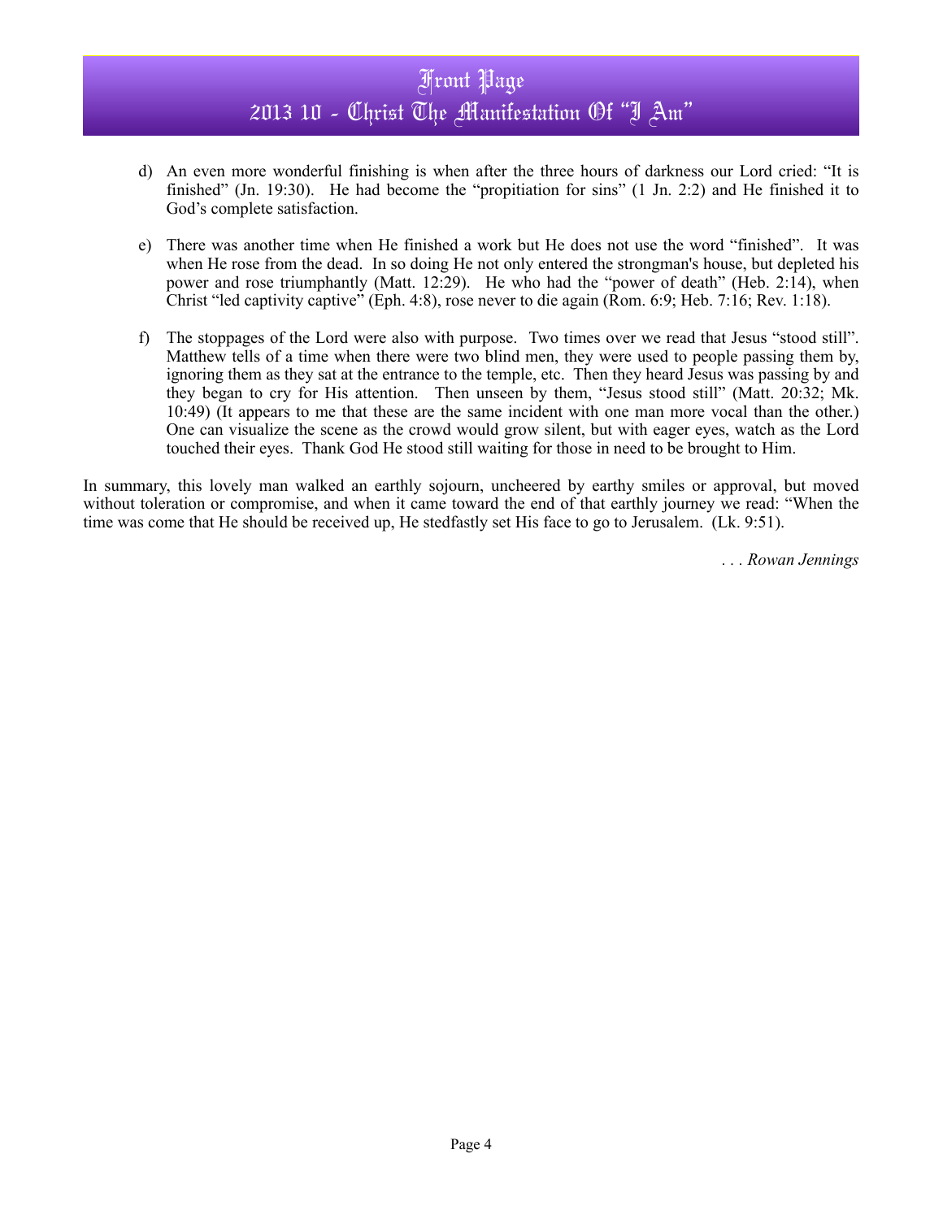d) An even more wonderful finishing is when after the three hours of darkness our Lord cried: "It is finished" (Jn. 19:30). He had become the "propitiation for sins" (1 Jn. 2:2) and He finished it to God's complete satisfaction.

e) There was another time when He finished a work but He does not use the word "finished". It was when He rose from the dead. In so doing He not only entered the strongman's house, but depleted his power and rose triumphantly (Matt. 12:29). He who had the "power of death" (Heb. 2:14), when Christ "led captivity captive" (Eph. 4:8), rose never to die again (Rom. 6:9; Heb. 7:16; Rev. 1:18).

f) The stoppages of the Lord were also with purpose. Two times over we read that Jesus "stood still". Matthew tells of a time when there were two blind men, they were used to people passing them by, ignoring them as they sat at the entrance to the temple, etc. Then they heard Jesus was passing by and they began to cry for His attention. Then unseen by them, "Jesus stood still" (Matt. 20:32; Mk. 10:49) (It appears to me that these are the same incident with one man more vocal than the other.) One can visualize the scene as the crowd would grow silent, but with eager eyes, watch as the Lord touched their eyes. Thank God He stood still waiting for those in need to be brought to Him.

In summary, this lovely man walked an earthly sojourn, uncheered by earthy smiles or approval, but moved without toleration or compromise, and when it came toward the end of that earthly journey we read: "When the time was come that He should be received up, He stedfastly set His face to go to Jerusalem. (Lk. 9:51).

*. . . Rowan Jennings*